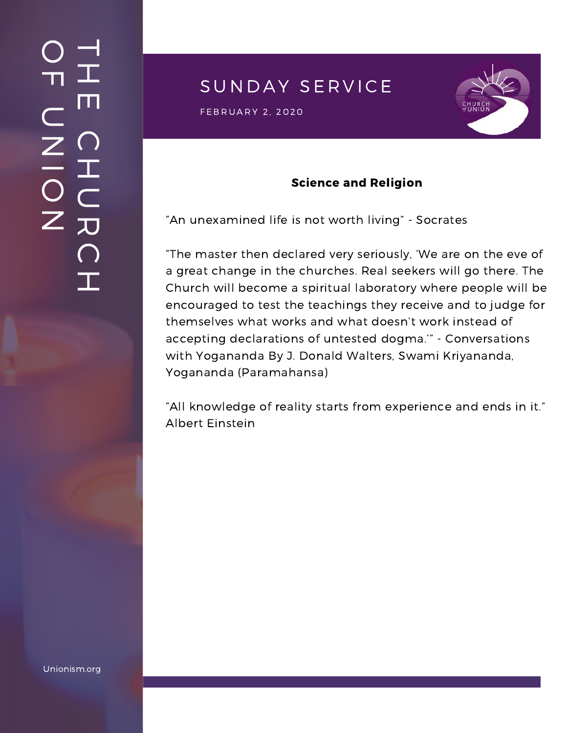# THE CHURCH OF UNION

## SUNDAY SERVICE

FEBRUARY 2, 2020

### Science and Religion

"An unexamined life is not worth living" - Socrates

"The master then declared very seriously, 'We are on the eve of a great change in the churches. Real seekers will go there. The Church will become a spiritual laboratory where people will be encouraged to test the teachings they receive and to judge for themselves what works and what doesn't work instead of accepting declarations of untested dogma.'" - Conversations with Yogananda By J. Donald Walters, Swami Kriyananda, Yogananda (Paramahansa)

"All knowledge of reality starts from experience and ends in it." Albert Einstein

Unionism.org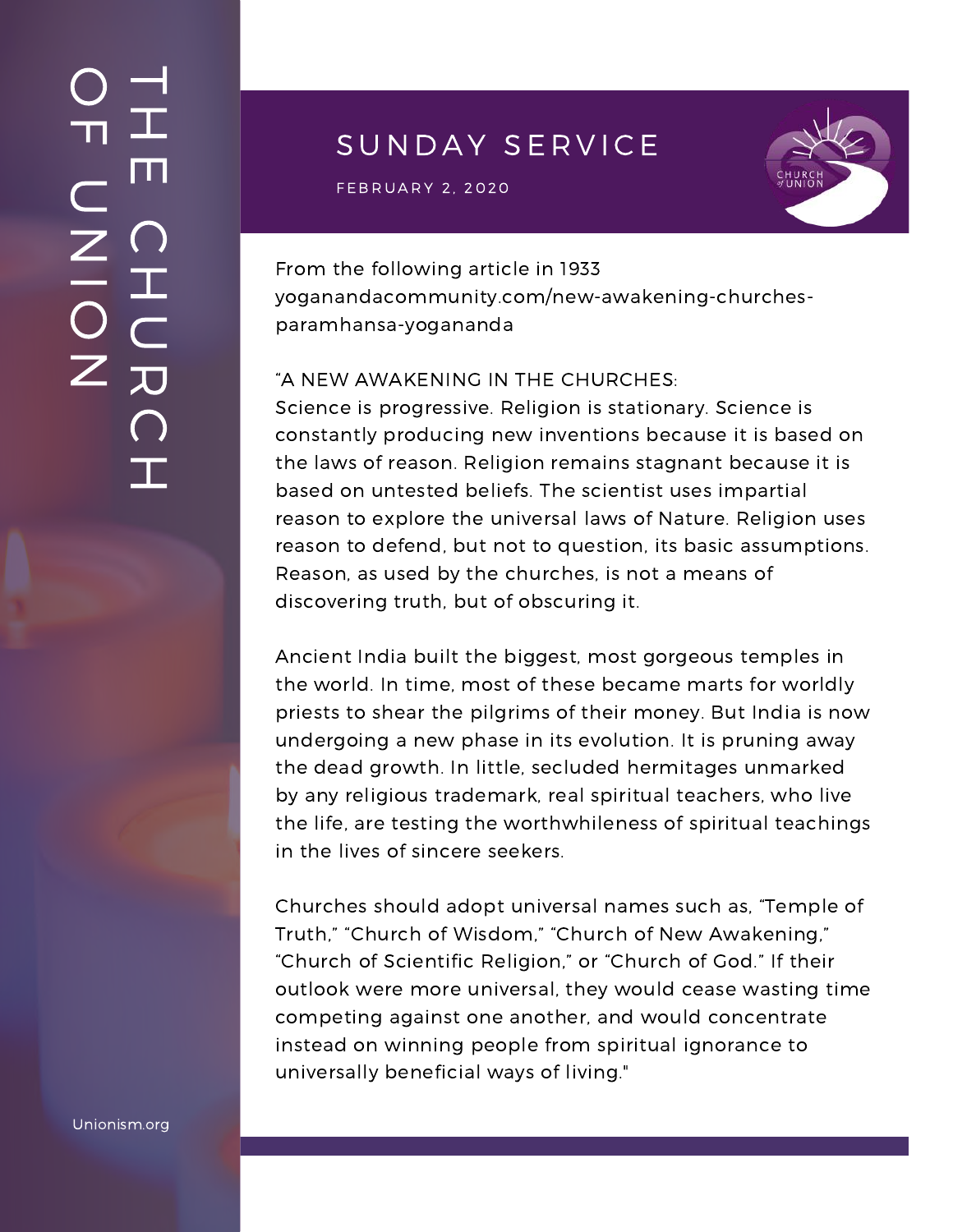## SUNDAY SERVICE

FEBRUARY 2, 2020

From the following article in 1933
yoganandacommunity.com/new-awakening-churches-paramhansa-yogananda

“A NEW AWAKENING IN THE CHURCHES:
Science is progressive. Religion is stationary. Science is constantly producing new inventions because it is based on the laws of reason. Religion remains stagnant because it is based on untested beliefs. The scientist uses impartial reason to explore the universal laws of Nature. Religion uses reason to defend, but not to question, its basic assumptions. Reason, as used by the churches, is not a means of discovering truth, but of obscuring it.

Ancient India built the biggest, most gorgeous temples in the world. In time, most of these became marts for worldly priests to shear the pilgrims of their money. But India is now undergoing a new phase in its evolution. It is pruning away the dead growth. In little, secluded hermitages unmarked by any religious trademark, real spiritual teachers, who live the life, are testing the worthwhileness of spiritual teachings in the lives of sincere seekers.

Churches should adopt universal names such as, “Temple of Truth,” “Church of Wisdom,” “Church of New Awakening,” “Church of Scientific Religion,” or “Church of God.” If their outlook were more universal, they would cease wasting time competing against one another, and would concentrate instead on winning people from spiritual ignorance to universally beneficial ways of living."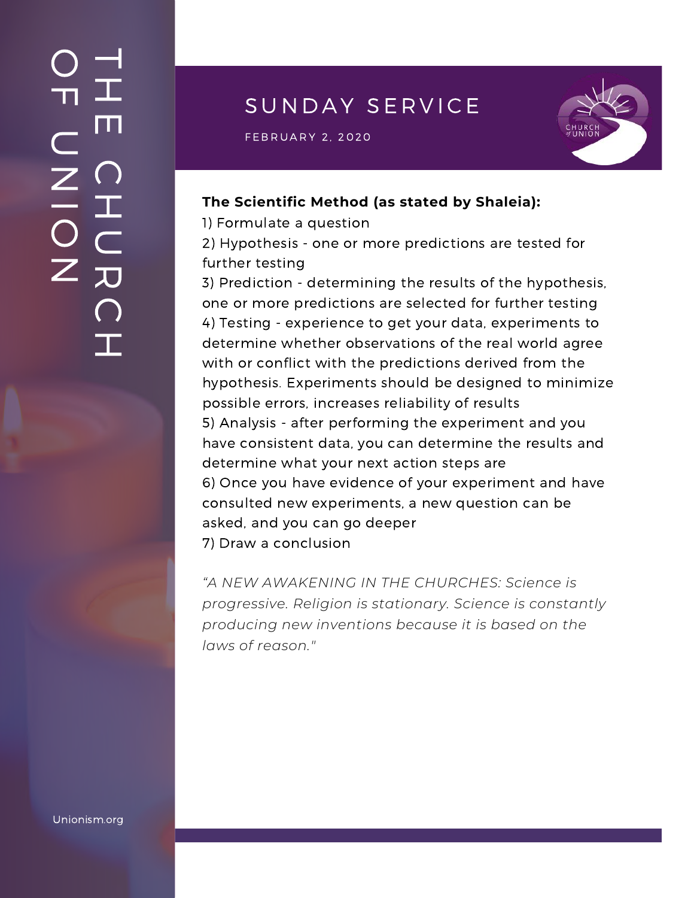## SUNDAY SERVICE

FEBRUARY 2, 2020

**The Scientific Method (as stated by Shaleia):**

1) Formulate a question
2) Hypothesis - one or more predictions are tested for further testing
3) Prediction - determining the results of the hypothesis, one or more predictions are selected for further testing
4) Testing - experience to get your data, experiments to determine whether observations of the real world agree with or conflict with the predictions derived from the hypothesis. Experiments should be designed to minimize possible errors, increases reliability of results
5) Analysis - after performing the experiment and you have consistent data, you can determine the results and determine what your next action steps are
6) Once you have evidence of your experiment and have consulted new experiments, a new question can be asked, and you can go deeper
7) Draw a conclusion

*"A NEW AWAKENING IN THE CHURCHES: Science is progressive. Religion is stationary. Science is constantly producing new inventions because it is based on the laws of reason."*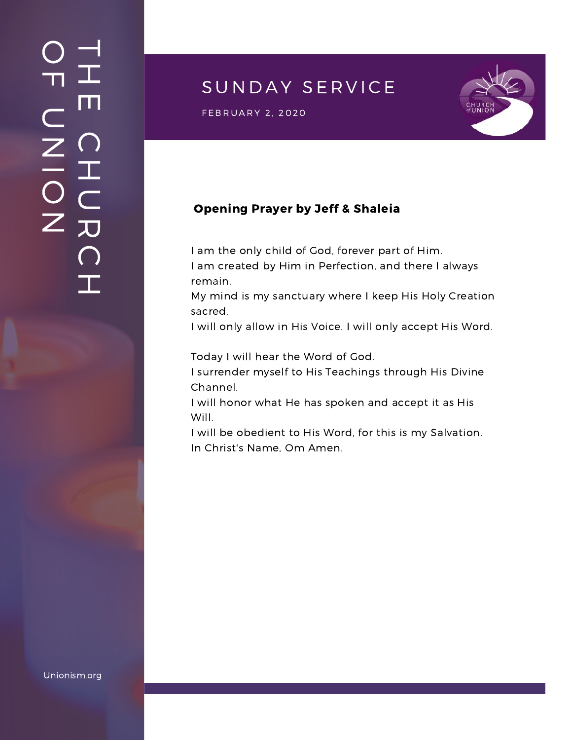# SUNDAY SERVICE

FEBRUARY 2, 2020

**Opening Prayer by Jeff & Shaleia**

I am the only child of God, forever part of Him.
I am created by Him in Perfection, and there I always remain.
My mind is my sanctuary where I keep His Holy Creation sacred.
I will only allow in His Voice. I will only accept His Word.

Today I will hear the Word of God.
I surrender myself to His Teachings through His Divine Channel.
I will honor what He has spoken and accept it as His Will.
I will be obedient to His Word, for this is my Salvation.
In Christ's Name, Om Amen.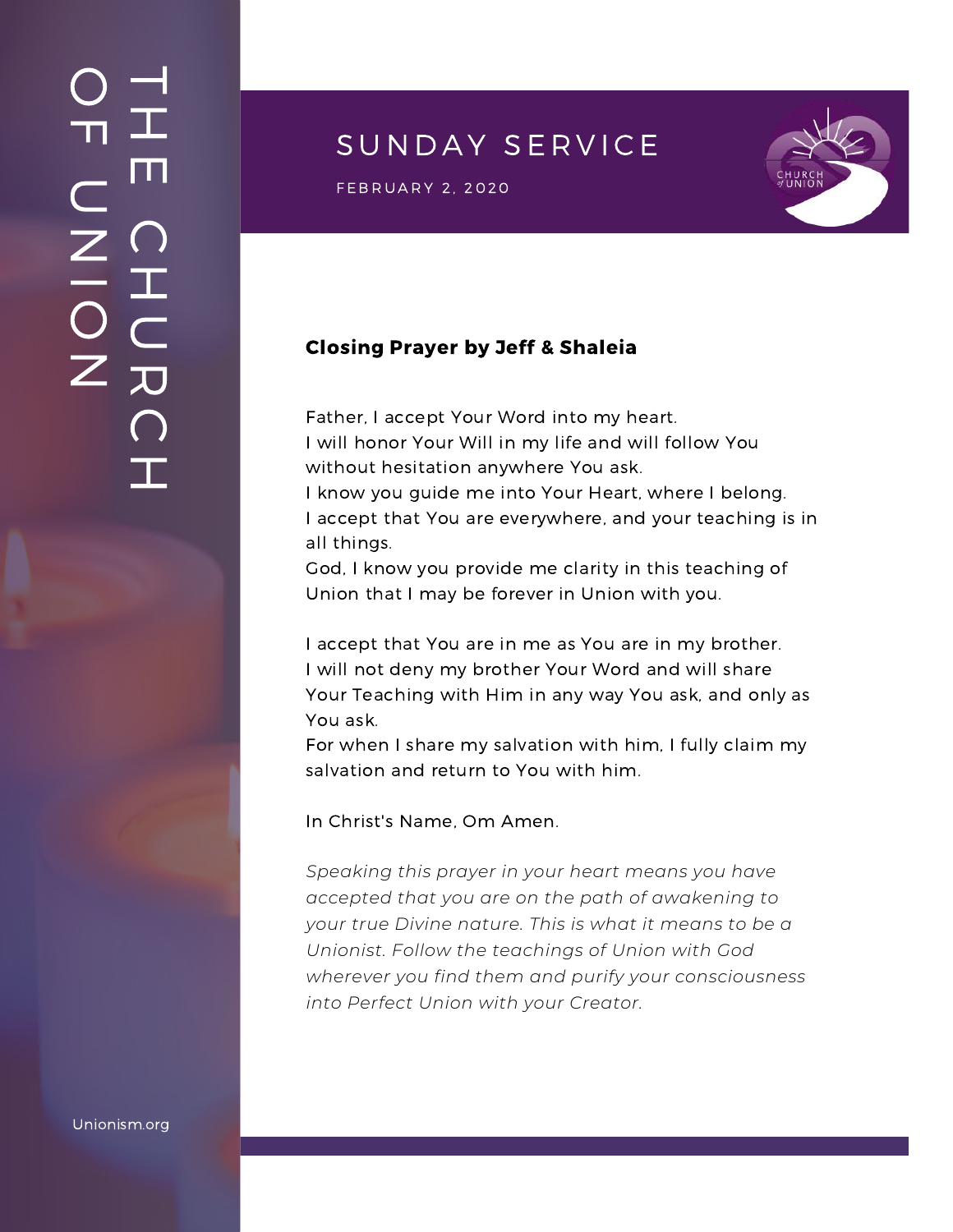# SUNDAY SERVICE

FEBRUARY 2, 2020

**Closing Prayer by Jeff & Shaleia**

Father, I accept Your Word into my heart.
I will honor Your Will in my life and will follow You without hesitation anywhere You ask.
I know you guide me into Your Heart, where I belong.
I accept that You are everywhere, and your teaching is in all things.
God, I know you provide me clarity in this teaching of Union that I may be forever in Union with you.

I accept that You are in me as You are in my brother.
I will not deny my brother Your Word and will share Your Teaching with Him in any way You ask, and only as You ask.
For when I share my salvation with him, I fully claim my salvation and return to You with him.

In Christ's Name, Om Amen.

*Speaking this prayer in your heart means you have accepted that you are on the path of awakening to your true Divine nature. This is what it means to be a Unionist. Follow the teachings of Union with God wherever you find them and purify your consciousness into Perfect Union with your Creator.*